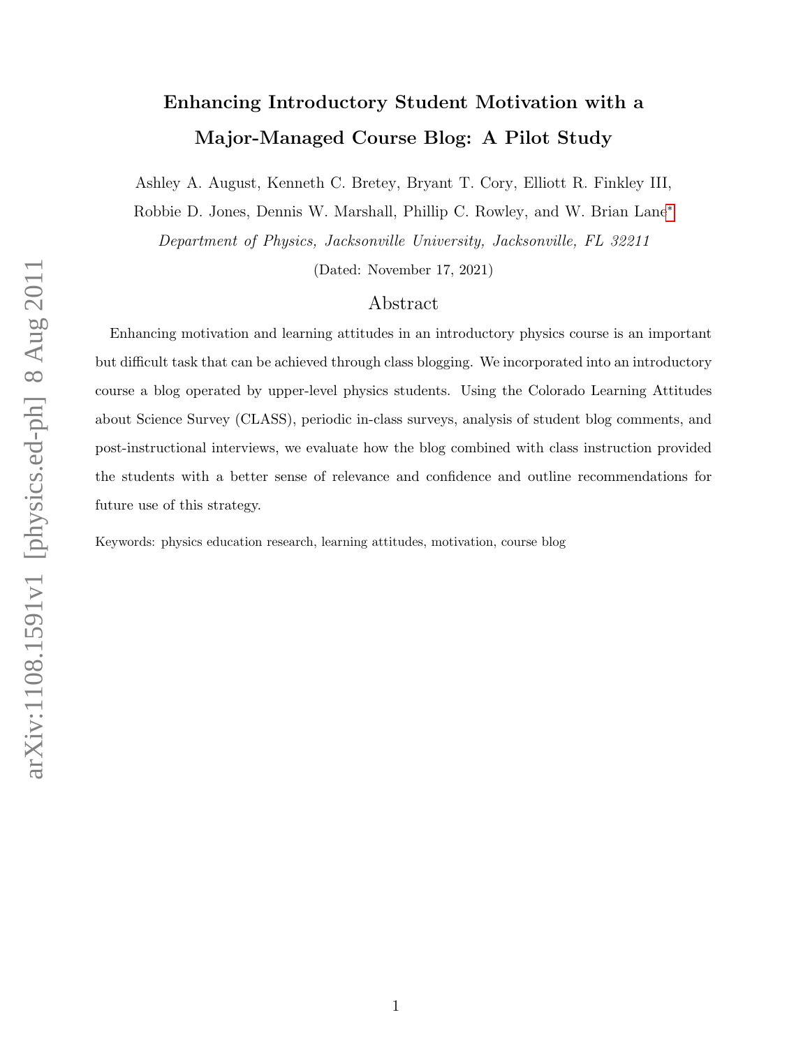# Enhancing Introductory Student Motivation with a Major-Managed Course Blog: A Pilot Study

Ashley A. August, Kenneth C. Bretey, Bryant T. Cory, Elliott R. Finkley III, Robbie D. Jones, Dennis W. Marshall, Phillip C. Rowley, and W. Brian Lane[*]

*Department of Physics, Jacksonville University, Jacksonville, FL 32211*

(Dated: November 17, 2021)

## Abstract

Enhancing motivation and learning attitudes in an introductory physics course is an important but difficult task that can be achieved through class blogging. We incorporated into an introductory course a blog operated by upper-level physics students. Using the Colorado Learning Attitudes about Science Survey (CLASS), periodic in-class surveys, analysis of student blog comments, and post-instructional interviews, we evaluate how the blog combined with class instruction provided the students with a better sense of relevance and confidence and outline recommendations for future use of this strategy.

Keywords: physics education research, learning attitudes, motivation, course blog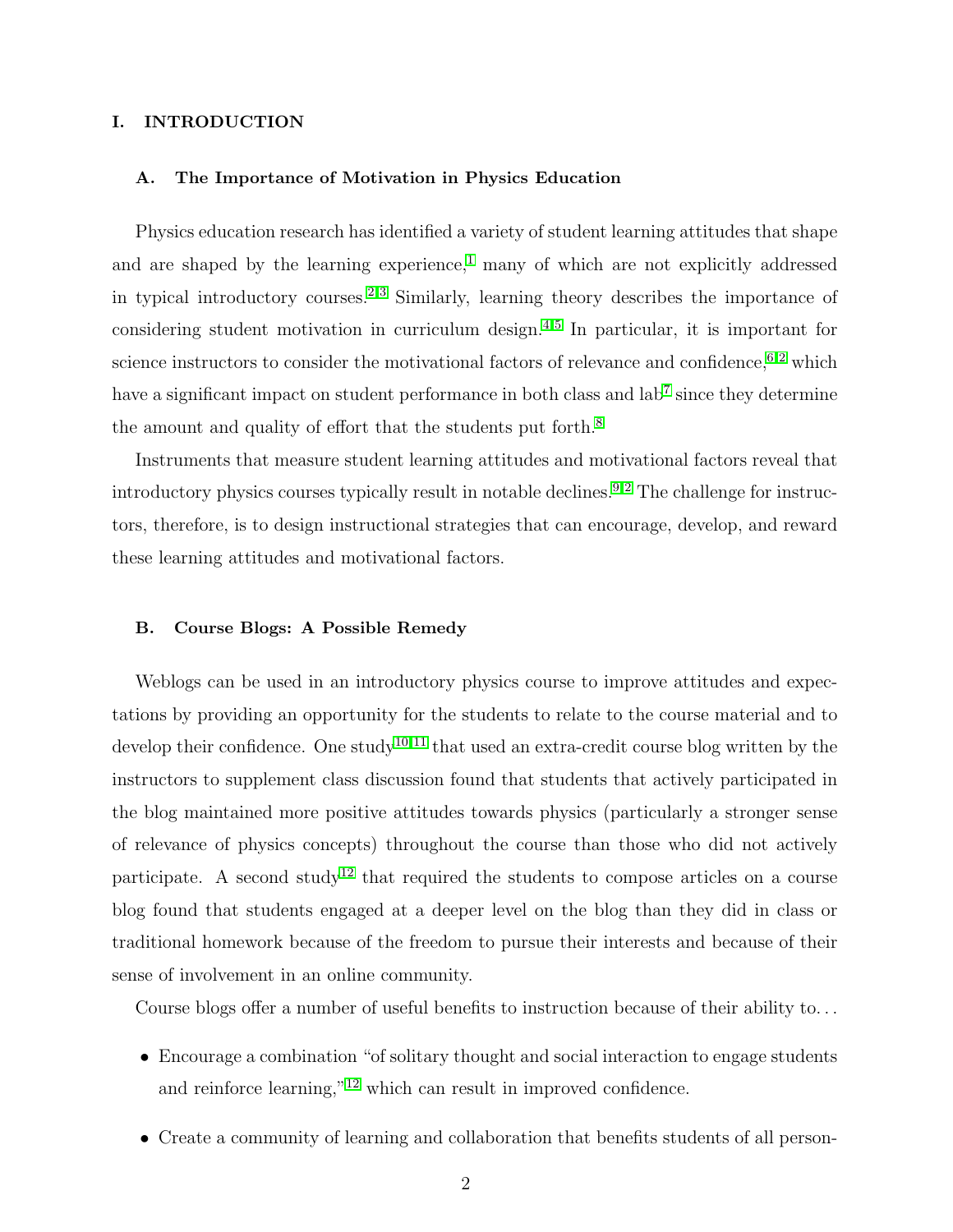# I. INTRODUCTION

## A. The Importance of Motivation in Physics Education

Physics education research has identified a variety of student learning attitudes that shape and are shaped by the learning experience,[1] many of which are not explicitly addressed in typical introductory courses.[2,3] Similarly, learning theory describes the importance of considering student motivation in curriculum design.[4,5] In particular, it is important for science instructors to consider the motivational factors of relevance and confidence,[6,2] which have a significant impact on student performance in both class and lab[7] since they determine the amount and quality of effort that the students put forth.[8]

Instruments that measure student learning attitudes and motivational factors reveal that introductory physics courses typically result in notable declines.[9,2] The challenge for instructors, therefore, is to design instructional strategies that can encourage, develop, and reward these learning attitudes and motivational factors.

## B. Course Blogs: A Possible Remedy

Weblogs can be used in an introductory physics course to improve attitudes and expectations by providing an opportunity for the students to relate to the course material and to develop their confidence. One study[10,11] that used an extra-credit course blog written by the instructors to supplement class discussion found that students that actively participated in the blog maintained more positive attitudes towards physics (particularly a stronger sense of relevance of physics concepts) throughout the course than those who did not actively participate. A second study[12] that required the students to compose articles on a course blog found that students engaged at a deeper level on the blog than they did in class or traditional homework because of the freedom to pursue their interests and because of their sense of involvement in an online community.

Course blogs offer a number of useful benefits to instruction because of their ability to...

- Encourage a combination "of solitary thought and social interaction to engage students and reinforce learning,"[12] which can result in improved confidence.
- Create a community of learning and collaboration that benefits students of all person-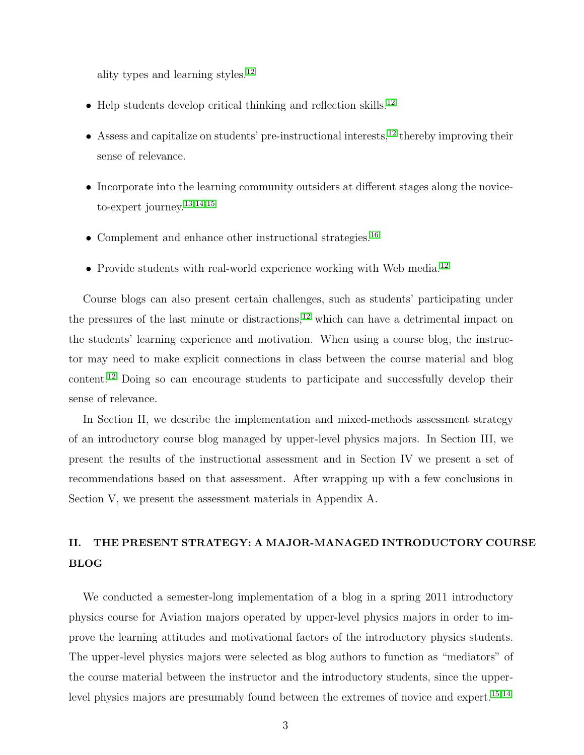ality types and learning styles.[12]

- Help students develop critical thinking and reflection skills.[12]
- Assess and capitalize on students' pre-instructional interests,[12] thereby improving their sense of relevance.
- Incorporate into the learning community outsiders at different stages along the novice-to-expert journey.[13,14,15]
- Complement and enhance other instructional strategies.[16]
- Provide students with real-world experience working with Web media.[12]

Course blogs can also present certain challenges, such as students' participating under the pressures of the last minute or distractions,[12] which can have a detrimental impact on the students' learning experience and motivation. When using a course blog, the instructor may need to make explicit connections in class between the course material and blog content.[12] Doing so can encourage students to participate and successfully develop their sense of relevance.

In Section II, we describe the implementation and mixed-methods assessment strategy of an introductory course blog managed by upper-level physics majors. In Section III, we present the results of the instructional assessment and in Section IV we present a set of recommendations based on that assessment. After wrapping up with a few conclusions in Section V, we present the assessment materials in Appendix A.

## II. THE PRESENT STRATEGY: A MAJOR-MANAGED INTRODUCTORY COURSE BLOG

We conducted a semester-long implementation of a blog in a spring 2011 introductory physics course for Aviation majors operated by upper-level physics majors in order to improve the learning attitudes and motivational factors of the introductory physics students. The upper-level physics majors were selected as blog authors to function as "mediators" of the course material between the instructor and the introductory students, since the upper-level physics majors are presumably found between the extremes of novice and expert.[15,14]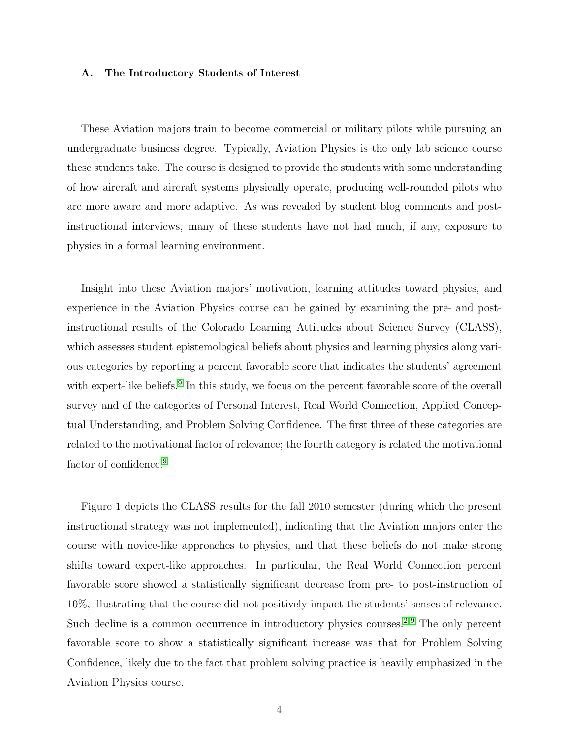### A. The Introductory Students of Interest

These Aviation majors train to become commercial or military pilots while pursuing an undergraduate business degree. Typically, Aviation Physics is the only lab science course these students take. The course is designed to provide the students with some understanding of how aircraft and aircraft systems physically operate, producing well-rounded pilots who are more aware and more adaptive. As was revealed by student blog comments and post-instructional interviews, many of these students have not had much, if any, exposure to physics in a formal learning environment.

Insight into these Aviation majors' motivation, learning attitudes toward physics, and experience in the Aviation Physics course can be gained by examining the pre- and post-instructional results of the Colorado Learning Attitudes about Science Survey (CLASS), which assesses student epistemological beliefs about physics and learning physics along various categories by reporting a percent favorable score that indicates the students' agreement with expert-like beliefs.[9] In this study, we focus on the percent favorable score of the overall survey and of the categories of Personal Interest, Real World Connection, Applied Conceptual Understanding, and Problem Solving Confidence. The first three of these categories are related to the motivational factor of relevance; the fourth category is related the motivational factor of confidence.[9]

Figure 1 depicts the CLASS results for the fall 2010 semester (during which the present instructional strategy was not implemented), indicating that the Aviation majors enter the course with novice-like approaches to physics, and that these beliefs do not make strong shifts toward expert-like approaches. In particular, the Real World Connection percent favorable score showed a statistically significant decrease from pre- to post-instruction of 10%, illustrating that the course did not positively impact the students' senses of relevance. Such decline is a common occurrence in introductory physics courses.[2,9] The only percent favorable score to show a statistically significant increase was that for Problem Solving Confidence, likely due to the fact that problem solving practice is heavily emphasized in the Aviation Physics course.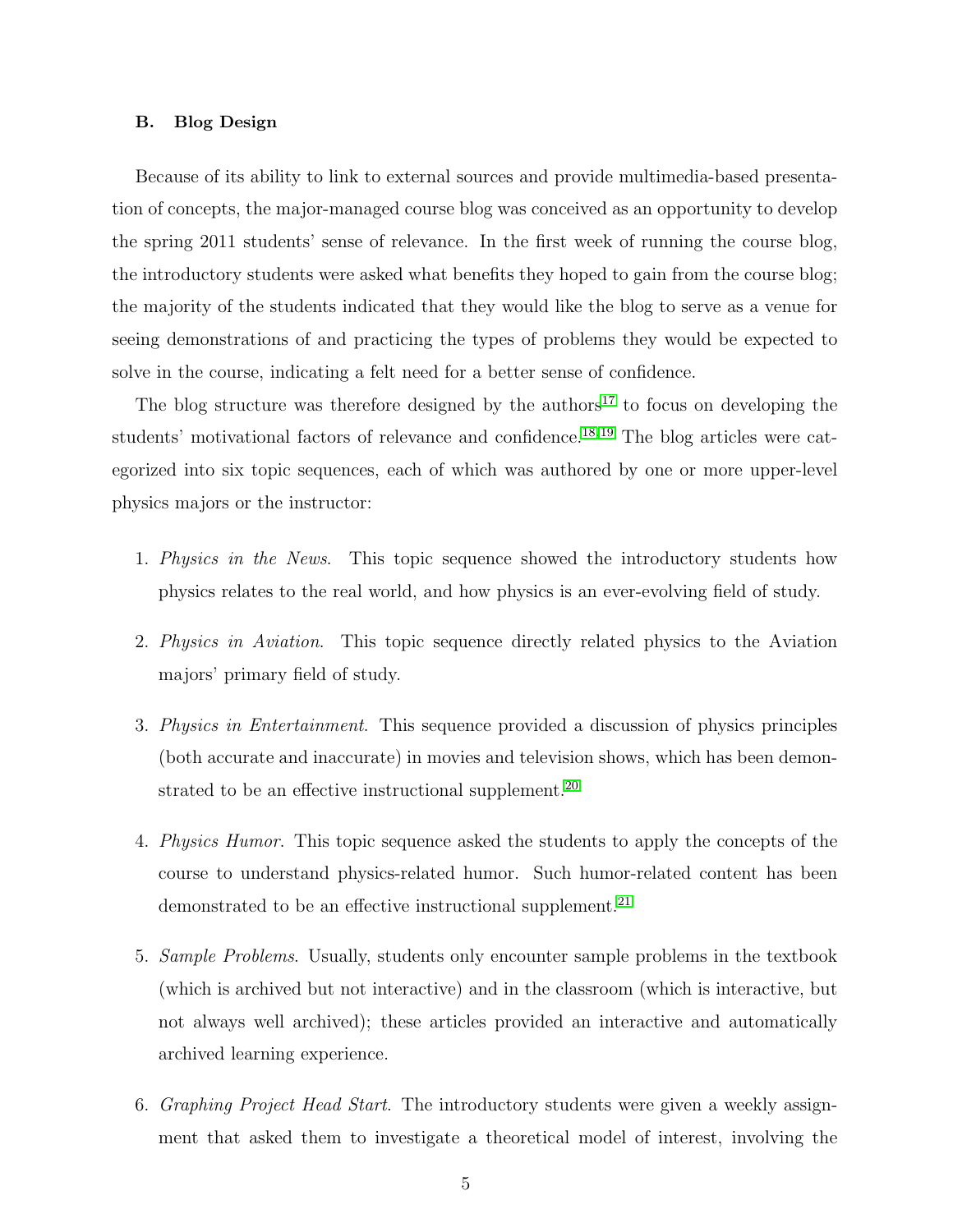### B. Blog Design

Because of its ability to link to external sources and provide multimedia-based presentation of concepts, the major-managed course blog was conceived as an opportunity to develop the spring 2011 students' sense of relevance. In the first week of running the course blog, the introductory students were asked what benefits they hoped to gain from the course blog; the majority of the students indicated that they would like the blog to serve as a venue for seeing demonstrations of and practicing the types of problems they would be expected to solve in the course, indicating a felt need for a better sense of confidence.

The blog structure was therefore designed by the authors[17] to focus on developing the students' motivational factors of relevance and confidence.[18,19] The blog articles were categorized into six topic sequences, each of which was authored by one or more upper-level physics majors or the instructor:

1. *Physics in the News*. This topic sequence showed the introductory students how physics relates to the real world, and how physics is an ever-evolving field of study.

2. *Physics in Aviation*. This topic sequence directly related physics to the Aviation majors' primary field of study.

3. *Physics in Entertainment*. This sequence provided a discussion of physics principles (both accurate and inaccurate) in movies and television shows, which has been demonstrated to be an effective instructional supplement.[20]

4. *Physics Humor*. This topic sequence asked the students to apply the concepts of the course to understand physics-related humor. Such humor-related content has been demonstrated to be an effective instructional supplement.[21]

5. *Sample Problems*. Usually, students only encounter sample problems in the textbook (which is archived but not interactive) and in the classroom (which is interactive, but not always well archived); these articles provided an interactive and automatically archived learning experience.

6. *Graphing Project Head Start*. The introductory students were given a weekly assignment that asked them to investigate a theoretical model of interest, involving the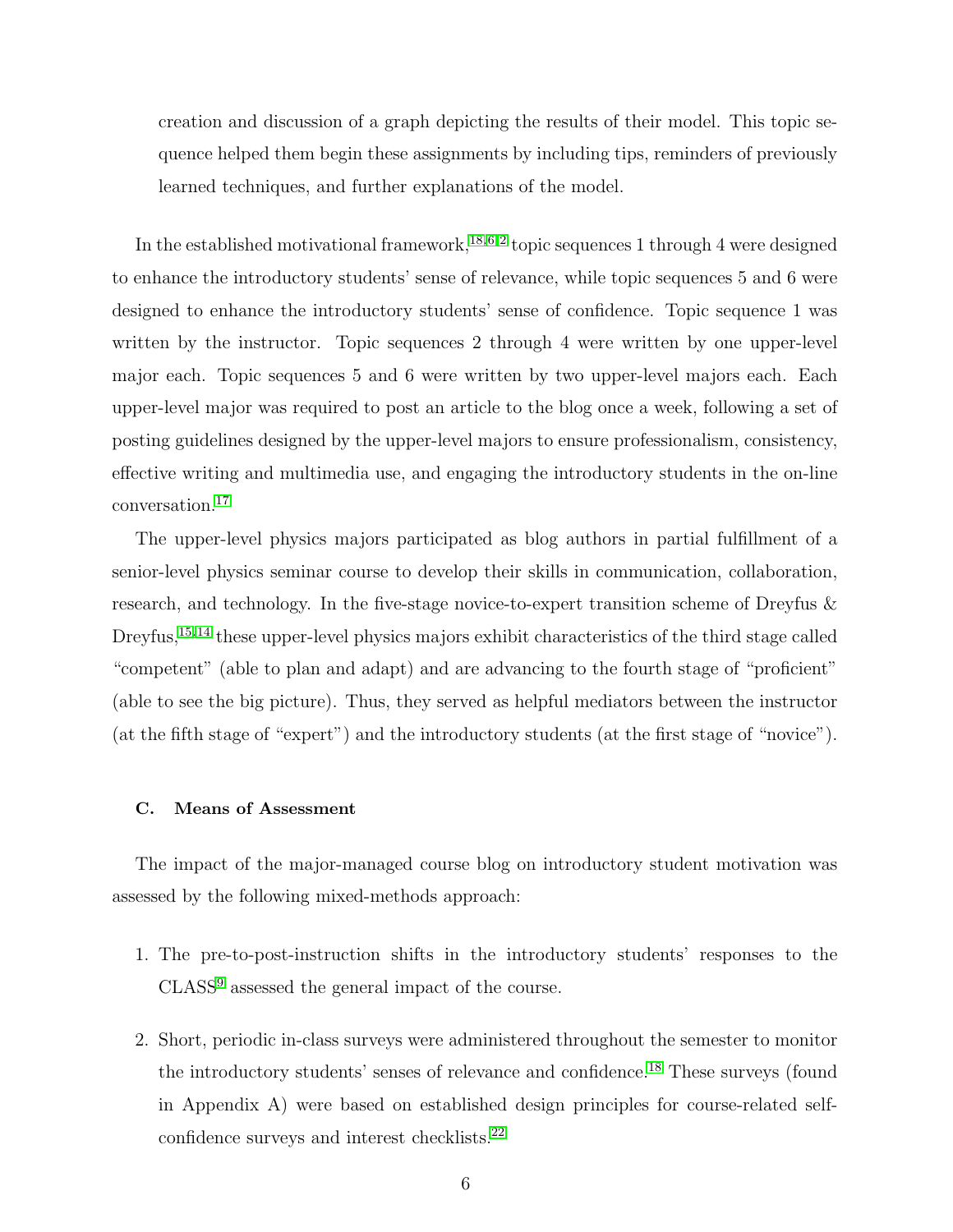creation and discussion of a graph depicting the results of their model. This topic sequence helped them begin these assignments by including tips, reminders of previously learned techniques, and further explanations of the model.

In the established motivational framework,[18,6,2] topic sequences 1 through 4 were designed to enhance the introductory students' sense of relevance, while topic sequences 5 and 6 were designed to enhance the introductory students' sense of confidence. Topic sequence 1 was written by the instructor. Topic sequences 2 through 4 were written by one upper-level major each. Topic sequences 5 and 6 were written by two upper-level majors each. Each upper-level major was required to post an article to the blog once a week, following a set of posting guidelines designed by the upper-level majors to ensure professionalism, consistency, effective writing and multimedia use, and engaging the introductory students in the on-line conversation.[17]

The upper-level physics majors participated as blog authors in partial fulfillment of a senior-level physics seminar course to develop their skills in communication, collaboration, research, and technology. In the five-stage novice-to-expert transition scheme of Dreyfus & Dreyfus,[15,14] these upper-level physics majors exhibit characteristics of the third stage called "competent" (able to plan and adapt) and are advancing to the fourth stage of "proficient" (able to see the big picture). Thus, they served as helpful mediators between the instructor (at the fifth stage of "expert") and the introductory students (at the first stage of "novice").

### C. Means of Assessment

The impact of the major-managed course blog on introductory student motivation was assessed by the following mixed-methods approach:

1. The pre-to-post-instruction shifts in the introductory students' responses to the CLASS[9] assessed the general impact of the course.

2. Short, periodic in-class surveys were administered throughout the semester to monitor the introductory students' senses of relevance and confidence.[18] These surveys (found in Appendix A) were based on established design principles for course-related self-confidence surveys and interest checklists.[22]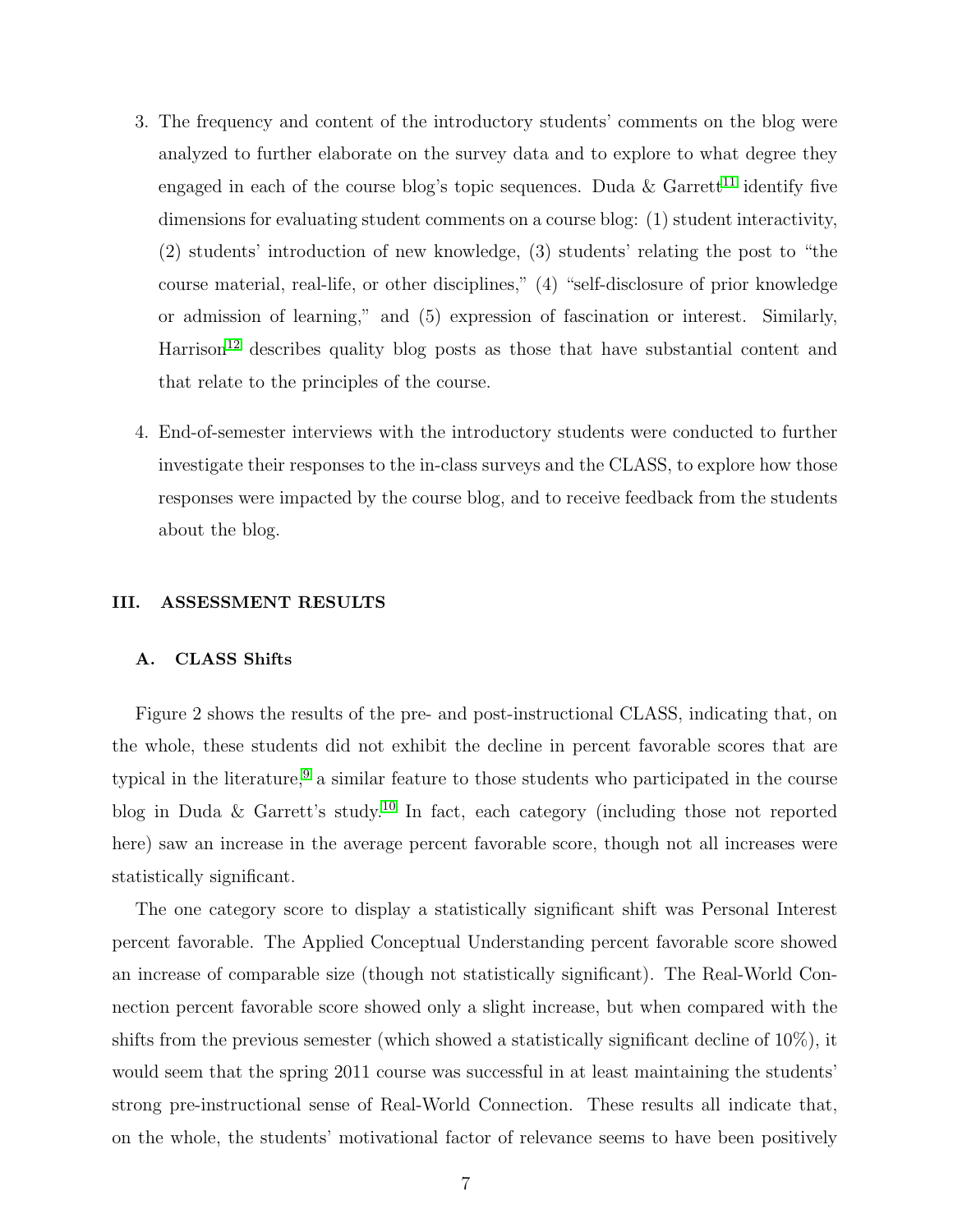3. The frequency and content of the introductory students' comments on the blog were analyzed to further elaborate on the survey data and to explore to what degree they engaged in each of the course blog's topic sequences. Duda & Garrett[11] identify five dimensions for evaluating student comments on a course blog: (1) student interactivity, (2) students' introduction of new knowledge, (3) students' relating the post to "the course material, real-life, or other disciplines," (4) "self-disclosure of prior knowledge or admission of learning," and (5) expression of fascination or interest. Similarly, Harrison[12] describes quality blog posts as those that have substantial content and that relate to the principles of the course.

4. End-of-semester interviews with the introductory students were conducted to further investigate their responses to the in-class surveys and the CLASS, to explore how those responses were impacted by the course blog, and to receive feedback from the students about the blog.

## III. ASSESSMENT RESULTS

### A. CLASS Shifts

Figure 2 shows the results of the pre- and post-instructional CLASS, indicating that, on the whole, these students did not exhibit the decline in percent favorable scores that are typical in the literature,[9] a similar feature to those students who participated in the course blog in Duda & Garrett's study.[10] In fact, each category (including those not reported here) saw an increase in the average percent favorable score, though not all increases were statistically significant.

The one category score to display a statistically significant shift was Personal Interest percent favorable. The Applied Conceptual Understanding percent favorable score showed an increase of comparable size (though not statistically significant). The Real-World Connection percent favorable score showed only a slight increase, but when compared with the shifts from the previous semester (which showed a statistically significant decline of 10%), it would seem that the spring 2011 course was successful in at least maintaining the students' strong pre-instructional sense of Real-World Connection. These results all indicate that, on the whole, the students' motivational factor of relevance seems to have been positively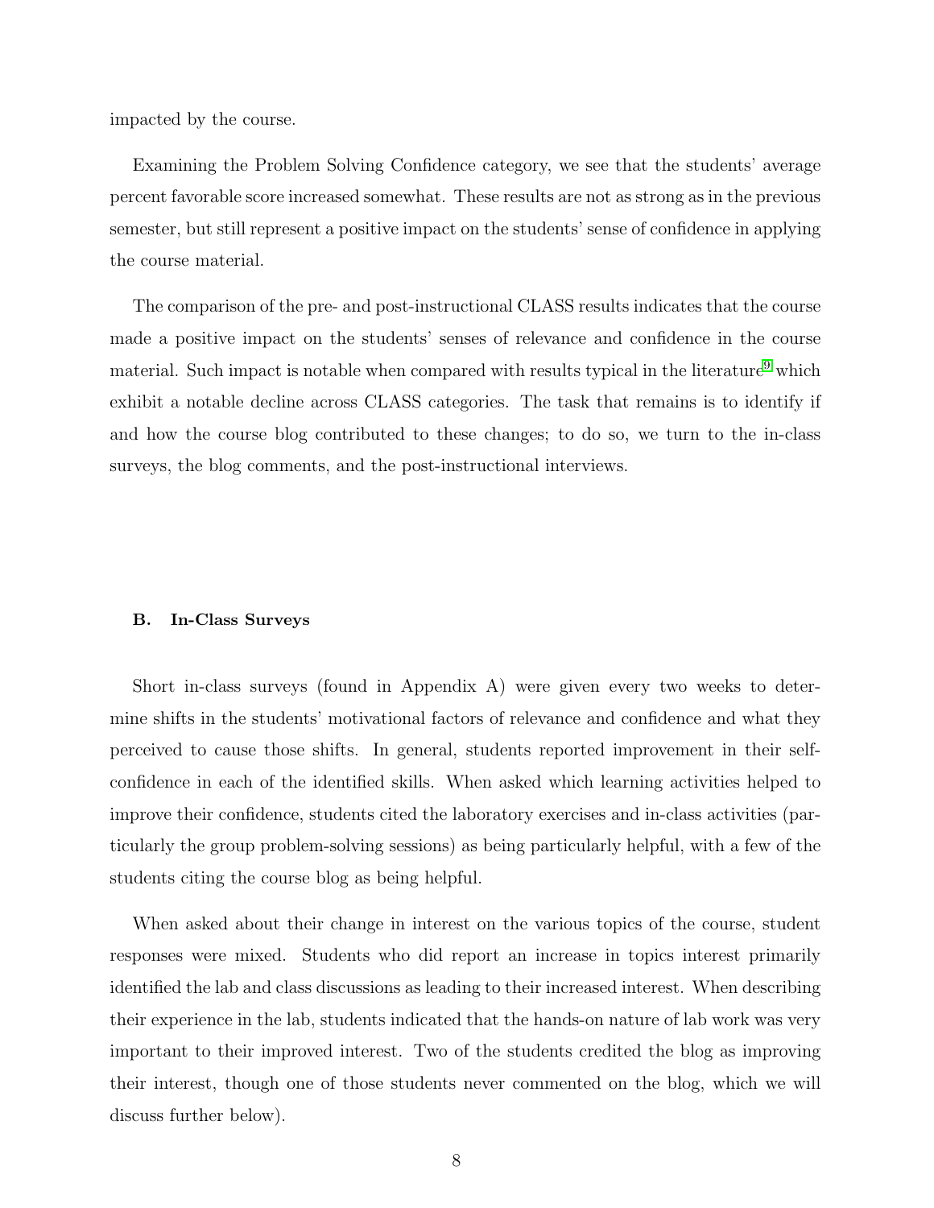impacted by the course.

Examining the Problem Solving Confidence category, we see that the students' average percent favorable score increased somewhat. These results are not as strong as in the previous semester, but still represent a positive impact on the students' sense of confidence in applying the course material.

The comparison of the pre- and post-instructional CLASS results indicates that the course made a positive impact on the students' senses of relevance and confidence in the course material. Such impact is notable when compared with results typical in the literature[9] which exhibit a notable decline across CLASS categories. The task that remains is to identify if and how the course blog contributed to these changes; to do so, we turn to the in-class surveys, the blog comments, and the post-instructional interviews.

### B. In-Class Surveys

Short in-class surveys (found in Appendix A) were given every two weeks to determine shifts in the students' motivational factors of relevance and confidence and what they perceived to cause those shifts. In general, students reported improvement in their self-confidence in each of the identified skills. When asked which learning activities helped to improve their confidence, students cited the laboratory exercises and in-class activities (particularly the group problem-solving sessions) as being particularly helpful, with a few of the students citing the course blog as being helpful.

When asked about their change in interest on the various topics of the course, student responses were mixed. Students who did report an increase in topics interest primarily identified the lab and class discussions as leading to their increased interest. When describing their experience in the lab, students indicated that the hands-on nature of lab work was very important to their improved interest. Two of the students credited the blog as improving their interest, though one of those students never commented on the blog, which we will discuss further below).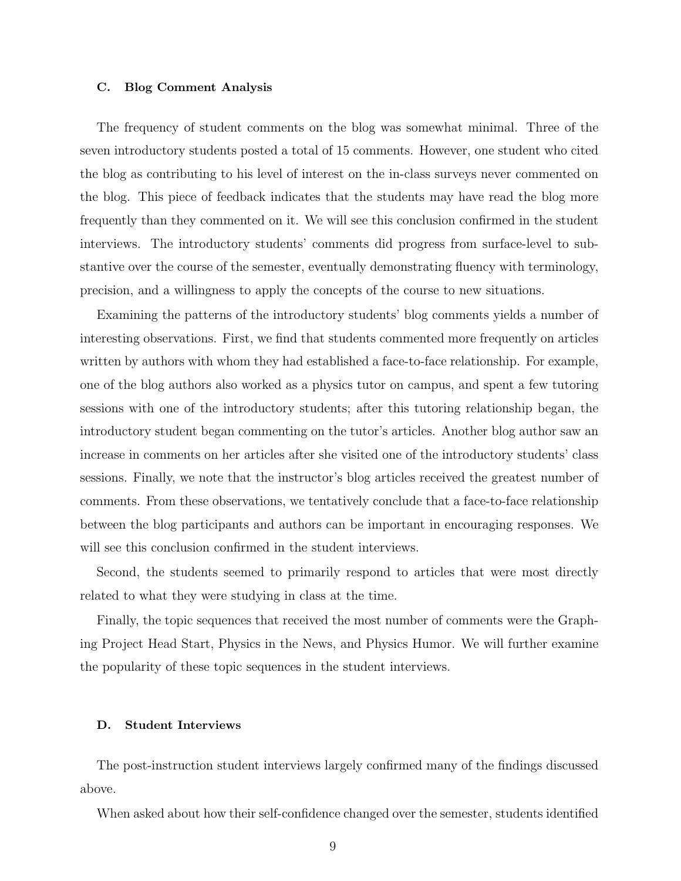### C. Blog Comment Analysis

The frequency of student comments on the blog was somewhat minimal. Three of the seven introductory students posted a total of 15 comments. However, one student who cited the blog as contributing to his level of interest on the in-class surveys never commented on the blog. This piece of feedback indicates that the students may have read the blog more frequently than they commented on it. We will see this conclusion confirmed in the student interviews. The introductory students' comments did progress from surface-level to substantive over the course of the semester, eventually demonstrating fluency with terminology, precision, and a willingness to apply the concepts of the course to new situations.

Examining the patterns of the introductory students' blog comments yields a number of interesting observations. First, we find that students commented more frequently on articles written by authors with whom they had established a face-to-face relationship. For example, one of the blog authors also worked as a physics tutor on campus, and spent a few tutoring sessions with one of the introductory students; after this tutoring relationship began, the introductory student began commenting on the tutor's articles. Another blog author saw an increase in comments on her articles after she visited one of the introductory students' class sessions. Finally, we note that the instructor's blog articles received the greatest number of comments. From these observations, we tentatively conclude that a face-to-face relationship between the blog participants and authors can be important in encouraging responses. We will see this conclusion confirmed in the student interviews.

Second, the students seemed to primarily respond to articles that were most directly related to what they were studying in class at the time.

Finally, the topic sequences that received the most number of comments were the Graphing Project Head Start, Physics in the News, and Physics Humor. We will further examine the popularity of these topic sequences in the student interviews.

### D. Student Interviews

The post-instruction student interviews largely confirmed many of the findings discussed above.

When asked about how their self-confidence changed over the semester, students identified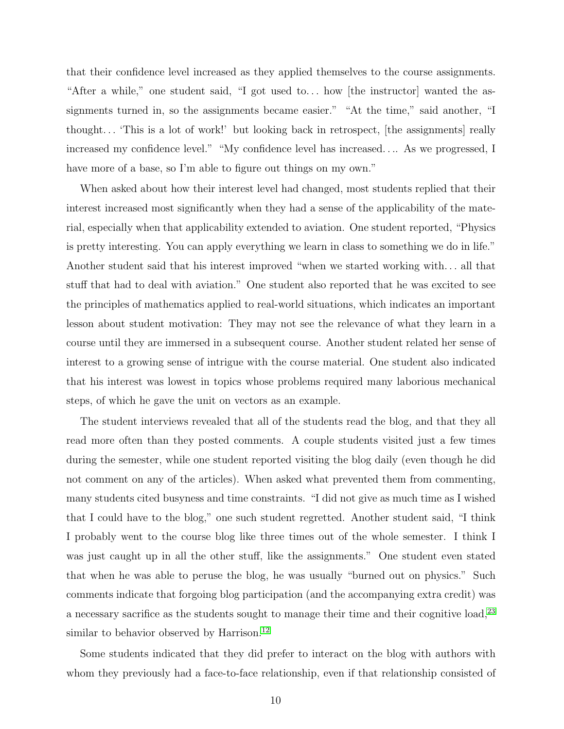that their confidence level increased as they applied themselves to the course assignments. "After a while," one student said, "I got used to… how [the instructor] wanted the assignments turned in, so the assignments became easier." "At the time," said another, "I thought… 'This is a lot of work!' but looking back in retrospect, [the assignments] really increased my confidence level." "My confidence level has increased…. As we progressed, I have more of a base, so I'm able to figure out things on my own."

When asked about how their interest level had changed, most students replied that their interest increased most significantly when they had a sense of the applicability of the material, especially when that applicability extended to aviation. One student reported, "Physics is pretty interesting. You can apply everything we learn in class to something we do in life." Another student said that his interest improved "when we started working with… all that stuff that had to deal with aviation." One student also reported that he was excited to see the principles of mathematics applied to real-world situations, which indicates an important lesson about student motivation: They may not see the relevance of what they learn in a course until they are immersed in a subsequent course. Another student related her sense of interest to a growing sense of intrigue with the course material. One student also indicated that his interest was lowest in topics whose problems required many laborious mechanical steps, of which he gave the unit on vectors as an example.

The student interviews revealed that all of the students read the blog, and that they all read more often than they posted comments. A couple students visited just a few times during the semester, while one student reported visiting the blog daily (even though he did not comment on any of the articles). When asked what prevented them from commenting, many students cited busyness and time constraints. "I did not give as much time as I wished that I could have to the blog," one such student regretted. Another student said, "I think I probably went to the course blog like three times out of the whole semester. I think I was just caught up in all the other stuff, like the assignments." One student even stated that when he was able to peruse the blog, he was usually "burned out on physics." Such comments indicate that forgoing blog participation (and the accompanying extra credit) was a necessary sacrifice as the students sought to manage their time and their cognitive load,[23] similar to behavior observed by Harrison.[12]

Some students indicated that they did prefer to interact on the blog with authors with whom they previously had a face-to-face relationship, even if that relationship consisted of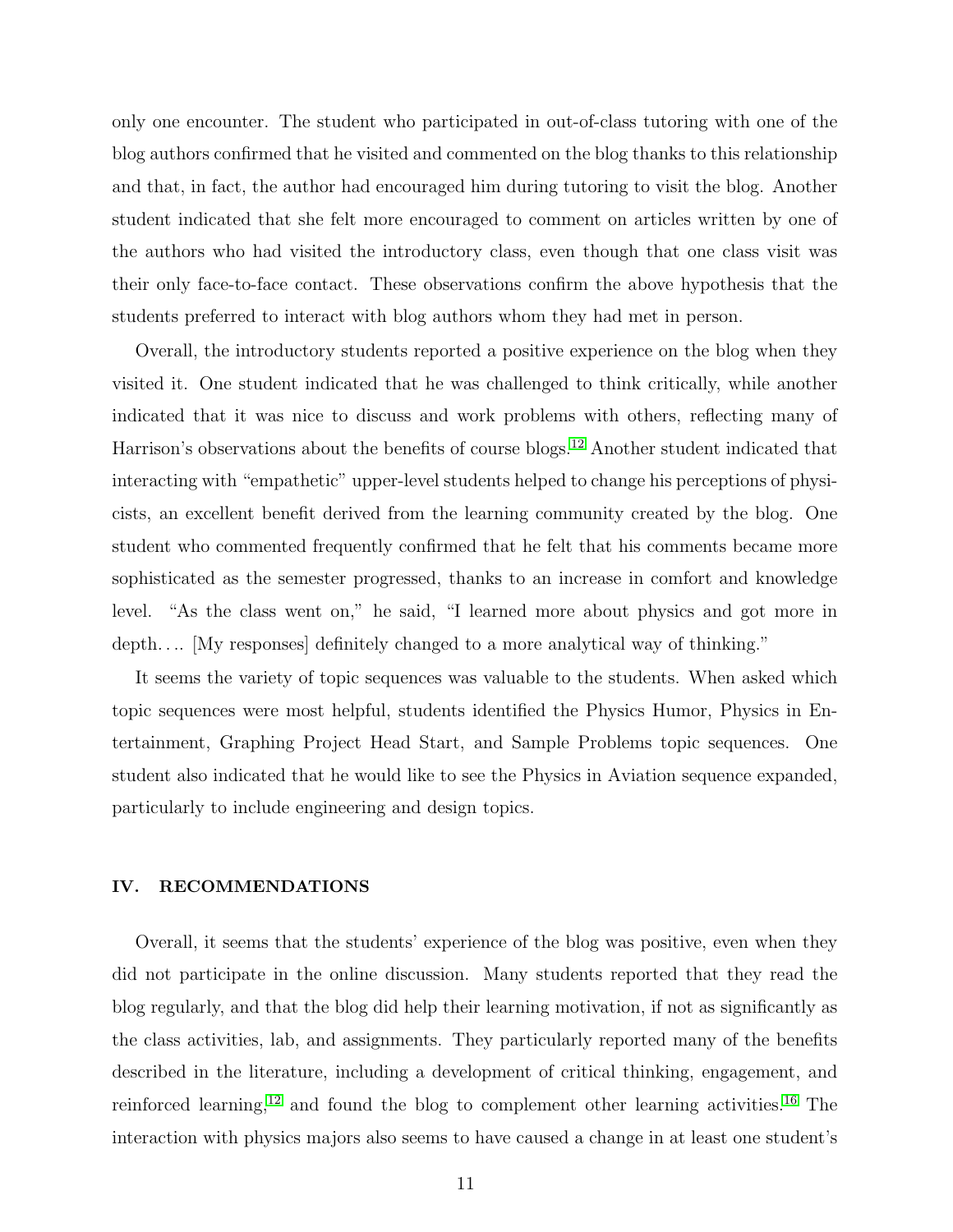only one encounter. The student who participated in out-of-class tutoring with one of the blog authors confirmed that he visited and commented on the blog thanks to this relationship and that, in fact, the author had encouraged him during tutoring to visit the blog. Another student indicated that she felt more encouraged to comment on articles written by one of the authors who had visited the introductory class, even though that one class visit was their only face-to-face contact. These observations confirm the above hypothesis that the students preferred to interact with blog authors whom they had met in person.

Overall, the introductory students reported a positive experience on the blog when they visited it. One student indicated that he was challenged to think critically, while another indicated that it was nice to discuss and work problems with others, reflecting many of Harrison's observations about the benefits of course blogs.[12] Another student indicated that interacting with "empathetic" upper-level students helped to change his perceptions of physicists, an excellent benefit derived from the learning community created by the blog. One student who commented frequently confirmed that he felt that his comments became more sophisticated as the semester progressed, thanks to an increase in comfort and knowledge level. "As the class went on," he said, "I learned more about physics and got more in depth.... [My responses] definitely changed to a more analytical way of thinking."

It seems the variety of topic sequences was valuable to the students. When asked which topic sequences were most helpful, students identified the Physics Humor, Physics in Entertainment, Graphing Project Head Start, and Sample Problems topic sequences. One student also indicated that he would like to see the Physics in Aviation sequence expanded, particularly to include engineering and design topics.

## IV. RECOMMENDATIONS

Overall, it seems that the students' experience of the blog was positive, even when they did not participate in the online discussion. Many students reported that they read the blog regularly, and that the blog did help their learning motivation, if not as significantly as the class activities, lab, and assignments. They particularly reported many of the benefits described in the literature, including a development of critical thinking, engagement, and reinforced learning,[12] and found the blog to complement other learning activities.[16] The interaction with physics majors also seems to have caused a change in at least one student's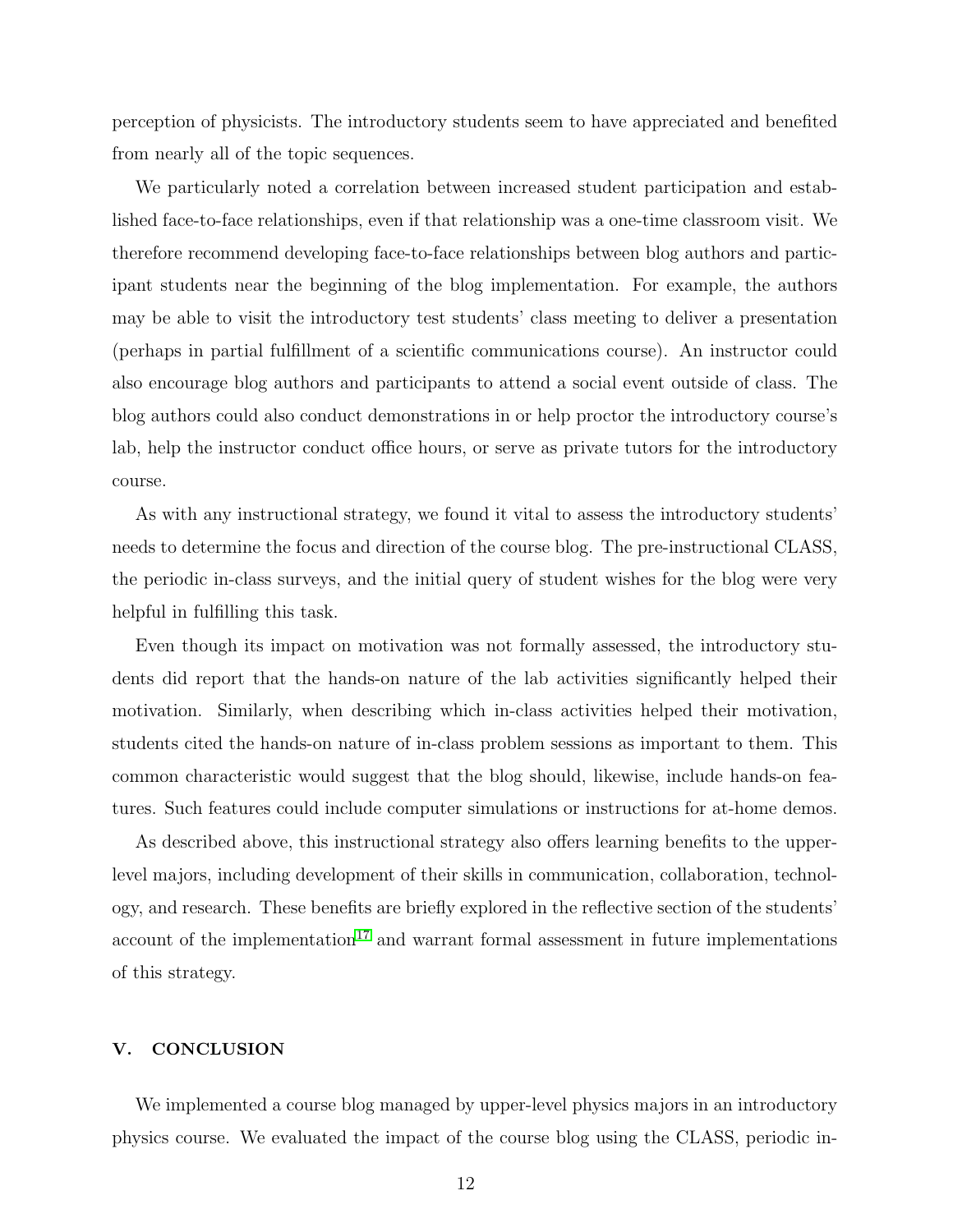perception of physicists. The introductory students seem to have appreciated and benefited from nearly all of the topic sequences.

We particularly noted a correlation between increased student participation and established face-to-face relationships, even if that relationship was a one-time classroom visit. We therefore recommend developing face-to-face relationships between blog authors and participant students near the beginning of the blog implementation. For example, the authors may be able to visit the introductory test students' class meeting to deliver a presentation (perhaps in partial fulfillment of a scientific communications course). An instructor could also encourage blog authors and participants to attend a social event outside of class. The blog authors could also conduct demonstrations in or help proctor the introductory course's lab, help the instructor conduct office hours, or serve as private tutors for the introductory course.

As with any instructional strategy, we found it vital to assess the introductory students' needs to determine the focus and direction of the course blog. The pre-instructional CLASS, the periodic in-class surveys, and the initial query of student wishes for the blog were very helpful in fulfilling this task.

Even though its impact on motivation was not formally assessed, the introductory students did report that the hands-on nature of the lab activities significantly helped their motivation. Similarly, when describing which in-class activities helped their motivation, students cited the hands-on nature of in-class problem sessions as important to them. This common characteristic would suggest that the blog should, likewise, include hands-on features. Such features could include computer simulations or instructions for at-home demos.

As described above, this instructional strategy also offers learning benefits to the upper-level majors, including development of their skills in communication, collaboration, technology, and research. These benefits are briefly explored in the reflective section of the students' account of the implementation[17] and warrant formal assessment in future implementations of this strategy.

## V. CONCLUSION

We implemented a course blog managed by upper-level physics majors in an introductory physics course. We evaluated the impact of the course blog using the CLASS, periodic in-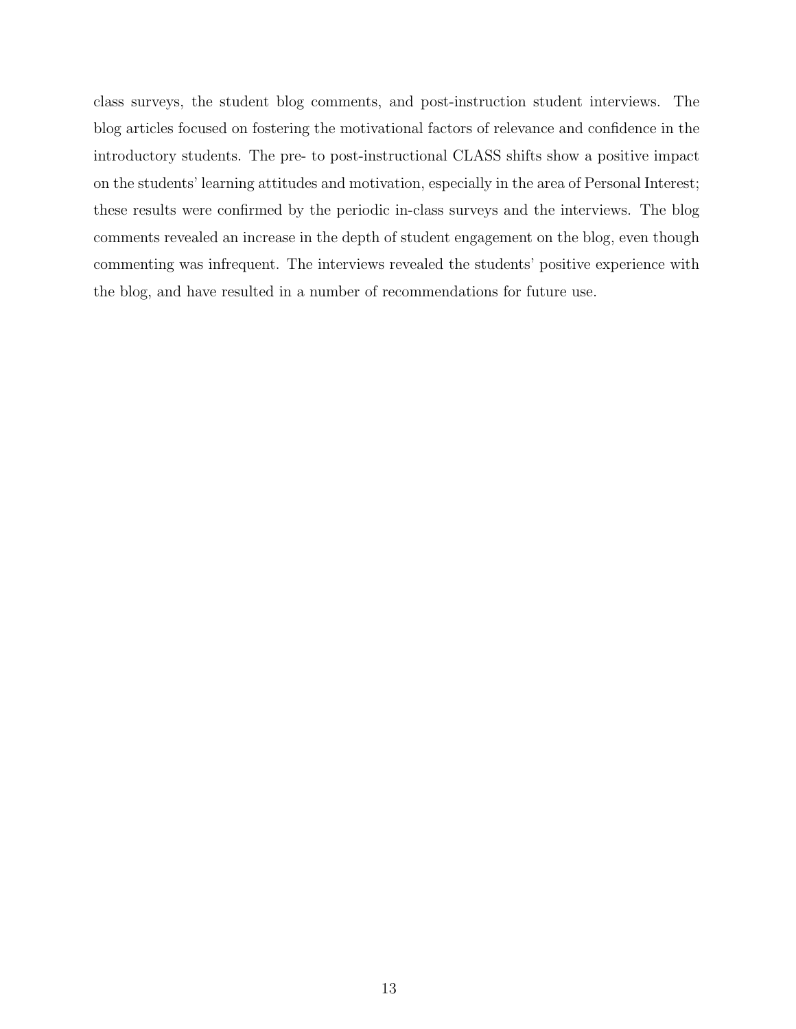class surveys, the student blog comments, and post-instruction student interviews. The blog articles focused on fostering the motivational factors of relevance and confidence in the introductory students. The pre- to post-instructional CLASS shifts show a positive impact on the students' learning attitudes and motivation, especially in the area of Personal Interest; these results were confirmed by the periodic in-class surveys and the interviews. The blog comments revealed an increase in the depth of student engagement on the blog, even though commenting was infrequent. The interviews revealed the students' positive experience with the blog, and have resulted in a number of recommendations for future use.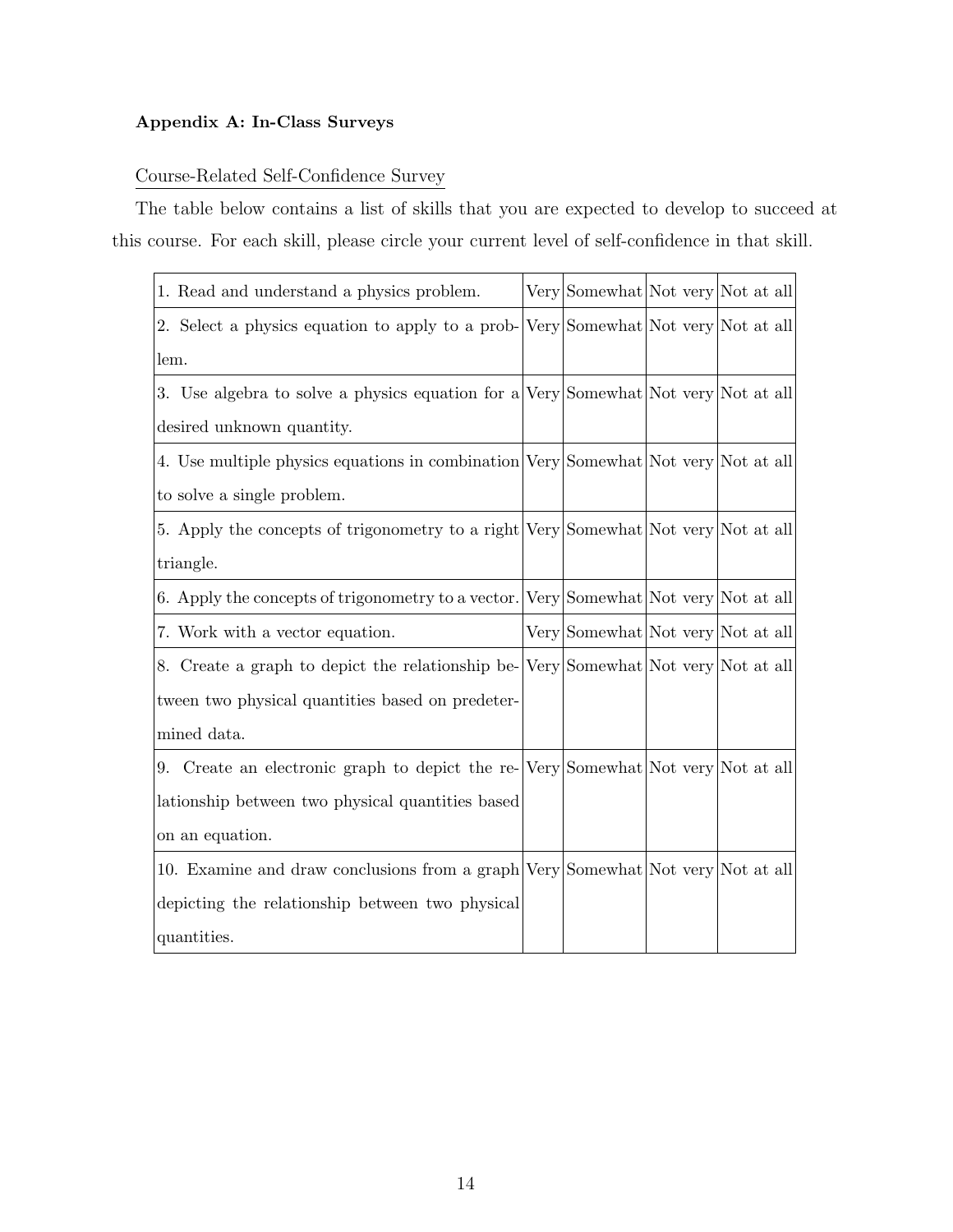**Appendix A: In-Class Surveys**

Course-Related Self-Confidence Survey

The table below contains a list of skills that you are expected to develop to succeed at this course. For each skill, please circle your current level of self-confidence in that skill.

| | | | | |
|---|---|---|---|---|
| 1. Read and understand a physics problem. | Very | Somewhat | Not very | Not at all |
| 2. Select a physics equation to apply to a problem. | Very | Somewhat | Not very | Not at all |
| 3. Use algebra to solve a physics equation for a desired unknown quantity. | Very | Somewhat | Not very | Not at all |
| 4. Use multiple physics equations in combination to solve a single problem. | Very | Somewhat | Not very | Not at all |
| 5. Apply the concepts of trigonometry to a right triangle. | Very | Somewhat | Not very | Not at all |
| 6. Apply the concepts of trigonometry to a vector. | Very | Somewhat | Not very | Not at all |
| 7. Work with a vector equation. | Very | Somewhat | Not very | Not at all |
| 8. Create a graph to depict the relationship between two physical quantities based on predetermined data. | Very | Somewhat | Not very | Not at all |
| 9. Create an electronic graph to depict the relationship between two physical quantities based on an equation. | Very | Somewhat | Not very | Not at all |
| 10. Examine and draw conclusions from a graph depicting the relationship between two physical quantities. | Very | Somewhat | Not very | Not at all |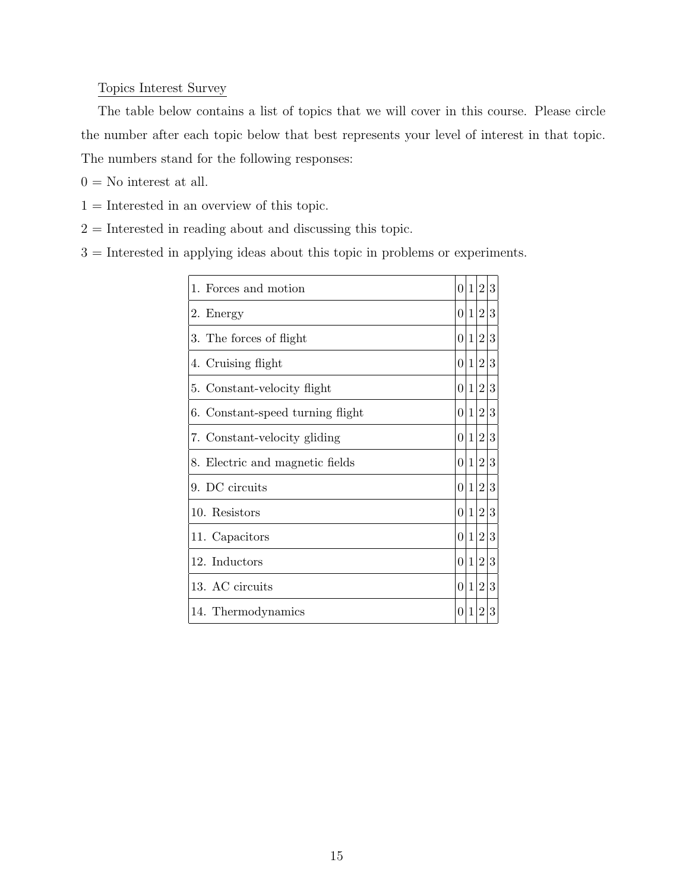Topics Interest Survey

The table below contains a list of topics that we will cover in this course. Please circle the number after each topic below that best represents your level of interest in that topic. The numbers stand for the following responses:

0 = No interest at all.

1 = Interested in an overview of this topic.

2 = Interested in reading about and discussing this topic.

3 = Interested in applying ideas about this topic in problems or experiments.

| Topic | | | | |
|---|---|---|---|---|
| 1. Forces and motion | 0 | 1 | 2 | 3 |
| 2. Energy | 0 | 1 | 2 | 3 |
| 3. The forces of flight | 0 | 1 | 2 | 3 |
| 4. Cruising flight | 0 | 1 | 2 | 3 |
| 5. Constant-velocity flight | 0 | 1 | 2 | 3 |
| 6. Constant-speed turning flight | 0 | 1 | 2 | 3 |
| 7. Constant-velocity gliding | 0 | 1 | 2 | 3 |
| 8. Electric and magnetic fields | 0 | 1 | 2 | 3 |
| 9. DC circuits | 0 | 1 | 2 | 3 |
| 10. Resistors | 0 | 1 | 2 | 3 |
| 11. Capacitors | 0 | 1 | 2 | 3 |
| 12. Inductors | 0 | 1 | 2 | 3 |
| 13. AC circuits | 0 | 1 | 2 | 3 |
| 14. Thermodynamics | 0 | 1 | 2 | 3 |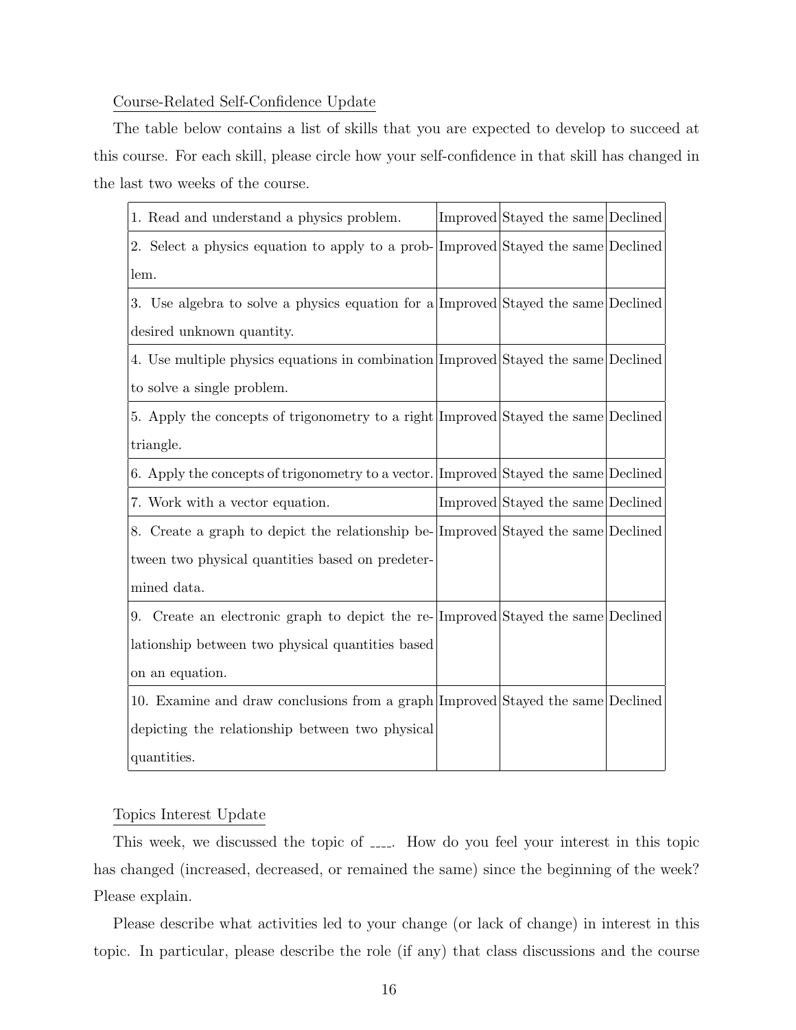Course-Related Self-Confidence Update

The table below contains a list of skills that you are expected to develop to succeed at this course. For each skill, please circle how your self-confidence in that skill has changed in the last two weeks of the course.

| | | | |
|---|---|---|---|
| 1. Read and understand a physics problem. | Improved | Stayed the same | Declined |
| 2. Select a physics equation to apply to a problem. | Improved | Stayed the same | Declined |
| 3. Use algebra to solve a physics equation for a desired unknown quantity. | Improved | Stayed the same | Declined |
| 4. Use multiple physics equations in combination to solve a single problem. | Improved | Stayed the same | Declined |
| 5. Apply the concepts of trigonometry to a right triangle. | Improved | Stayed the same | Declined |
| 6. Apply the concepts of trigonometry to a vector. | Improved | Stayed the same | Declined |
| 7. Work with a vector equation. | Improved | Stayed the same | Declined |
| 8. Create a graph to depict the relationship between two physical quantities based on predetermined data. | Improved | Stayed the same | Declined |
| 9. Create an electronic graph to depict the relationship between two physical quantities based on an equation. | Improved | Stayed the same | Declined |
| 10. Examine and draw conclusions from a graph depicting the relationship between two physical quantities. | Improved | Stayed the same | Declined |

Topics Interest Update

This week, we discussed the topic of ____. How do you feel your interest in this topic has changed (increased, decreased, or remained the same) since the beginning of the week? Please explain.

Please describe what activities led to your change (or lack of change) in interest in this topic. In particular, please describe the role (if any) that class discussions and the course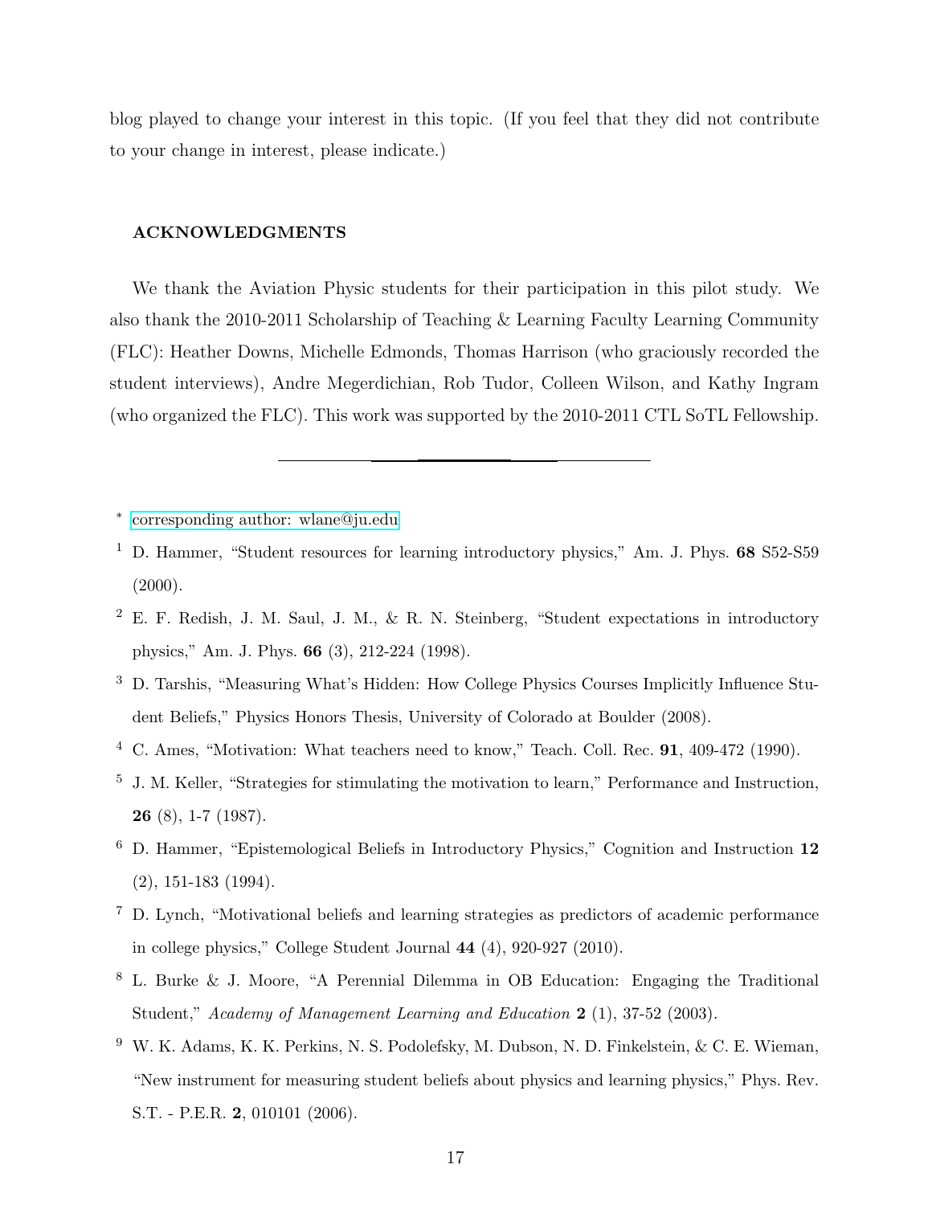blog played to change your interest in this topic. (If you feel that they did not contribute to your change in interest, please indicate.)

## ACKNOWLEDGMENTS

We thank the Aviation Physic students for their participation in this pilot study. We also thank the 2010-2011 Scholarship of Teaching & Learning Faculty Learning Community (FLC): Heather Downs, Michelle Edmonds, Thomas Harrison (who graciously recorded the student interviews), Andre Megerdichian, Rob Tudor, Colleen Wilson, and Kathy Ingram (who organized the FLC). This work was supported by the 2010-2011 CTL SoTL Fellowship.

---

[*] corresponding author: wlane@ju.edu

[1] D. Hammer, "Student resources for learning introductory physics," Am. J. Phys. **68** S52-S59 (2000).

[2] E. F. Redish, J. M. Saul, J. M., & R. N. Steinberg, "Student expectations in introductory physics," Am. J. Phys. **66** (3), 212-224 (1998).

[3] D. Tarshis, "Measuring What's Hidden: How College Physics Courses Implicitly Influence Student Beliefs," Physics Honors Thesis, University of Colorado at Boulder (2008).

[4] C. Ames, "Motivation: What teachers need to know," Teach. Coll. Rec. **91**, 409-472 (1990).

[5] J. M. Keller, "Strategies for stimulating the motivation to learn," Performance and Instruction, **26** (8), 1-7 (1987).

[6] D. Hammer, "Epistemological Beliefs in Introductory Physics," Cognition and Instruction **12** (2), 151-183 (1994).

[7] D. Lynch, "Motivational beliefs and learning strategies as predictors of academic performance in college physics," College Student Journal **44** (4), 920-927 (2010).

[8] L. Burke & J. Moore, "A Perennial Dilemma in OB Education: Engaging the Traditional Student," *Academy of Management Learning and Education* **2** (1), 37-52 (2003).

[9] W. K. Adams, K. K. Perkins, N. S. Podolefsky, M. Dubson, N. D. Finkelstein, & C. E. Wieman, "New instrument for measuring student beliefs about physics and learning physics," Phys. Rev. S.T. - P.E.R. **2**, 010101 (2006).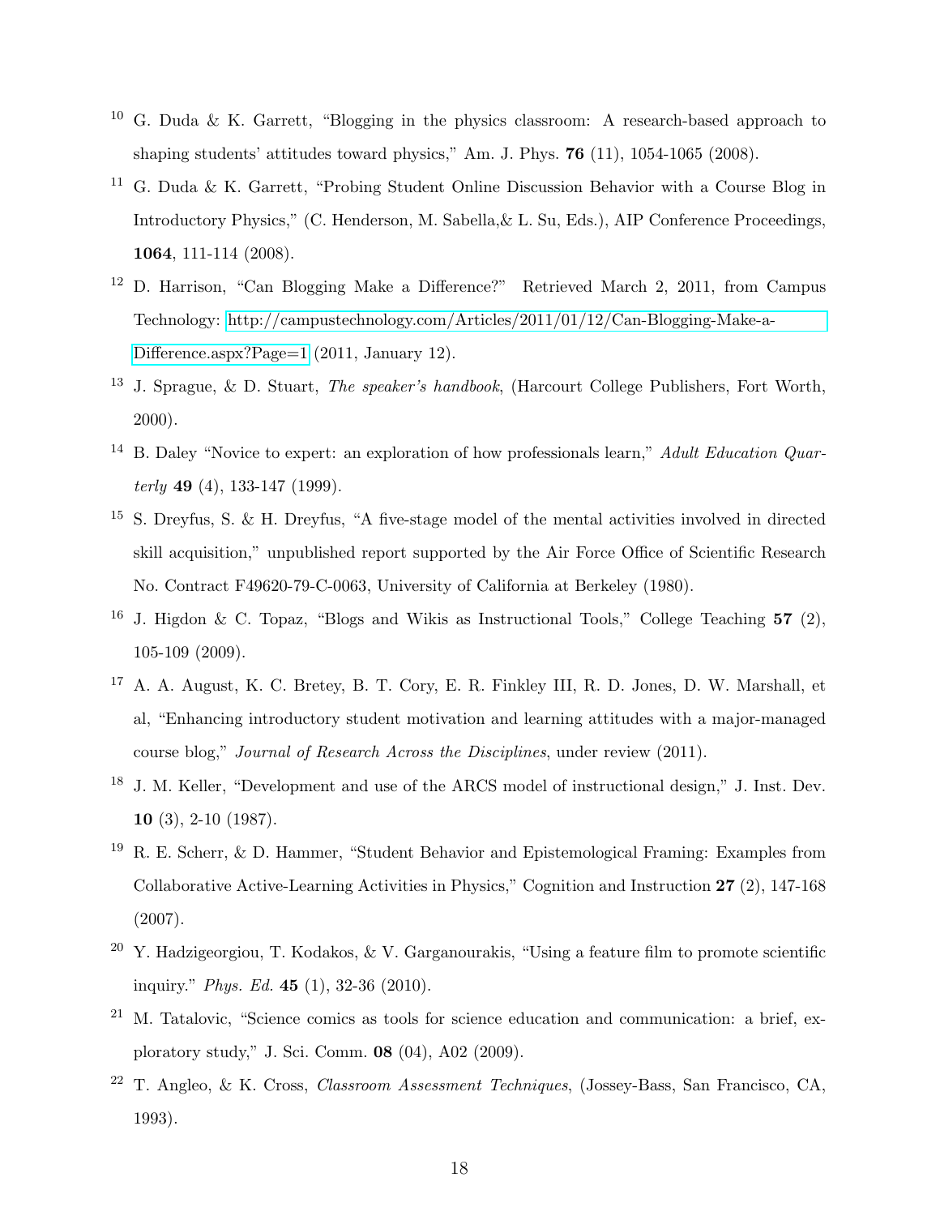[10] G. Duda & K. Garrett, "Blogging in the physics classroom: A research-based approach to shaping students' attitudes toward physics," Am. J. Phys. **76** (11), 1054-1065 (2008).

[11] G. Duda & K. Garrett, "Probing Student Online Discussion Behavior with a Course Blog in Introductory Physics," (C. Henderson, M. Sabella,& L. Su, Eds.), AIP Conference Proceedings, **1064**, 111-114 (2008).

[12] D. Harrison, "Can Blogging Make a Difference?" Retrieved March 2, 2011, from Campus Technology: http://campustechnology.com/Articles/2011/01/12/Can-Blogging-Make-a-Difference.aspx?Page=1 (2011, January 12).

[13] J. Sprague, & D. Stuart, *The speaker's handbook*, (Harcourt College Publishers, Fort Worth, 2000).

[14] B. Daley "Novice to expert: an exploration of how professionals learn," *Adult Education Quarterly* **49** (4), 133-147 (1999).

[15] S. Dreyfus, S. & H. Dreyfus, "A five-stage model of the mental activities involved in directed skill acquisition," unpublished report supported by the Air Force Office of Scientific Research No. Contract F49620-79-C-0063, University of California at Berkeley (1980).

[16] J. Higdon & C. Topaz, "Blogs and Wikis as Instructional Tools," College Teaching **57** (2), 105-109 (2009).

[17] A. A. August, K. C. Bretey, B. T. Cory, E. R. Finkley III, R. D. Jones, D. W. Marshall, et al, "Enhancing introductory student motivation and learning attitudes with a major-managed course blog," *Journal of Research Across the Disciplines*, under review (2011).

[18] J. M. Keller, "Development and use of the ARCS model of instructional design," J. Inst. Dev. **10** (3), 2-10 (1987).

[19] R. E. Scherr, & D. Hammer, "Student Behavior and Epistemological Framing: Examples from Collaborative Active-Learning Activities in Physics," Cognition and Instruction **27** (2), 147-168 (2007).

[20] Y. Hadzigeorgiou, T. Kodakos, & V. Garganourakis, "Using a feature film to promote scientific inquiry." *Phys. Ed.* **45** (1), 32-36 (2010).

[21] M. Tatalovic, "Science comics as tools for science education and communication: a brief, exploratory study," J. Sci. Comm. **08** (04), A02 (2009).

[22] T. Angleo, & K. Cross, *Classroom Assessment Techniques*, (Jossey-Bass, San Francisco, CA, 1993).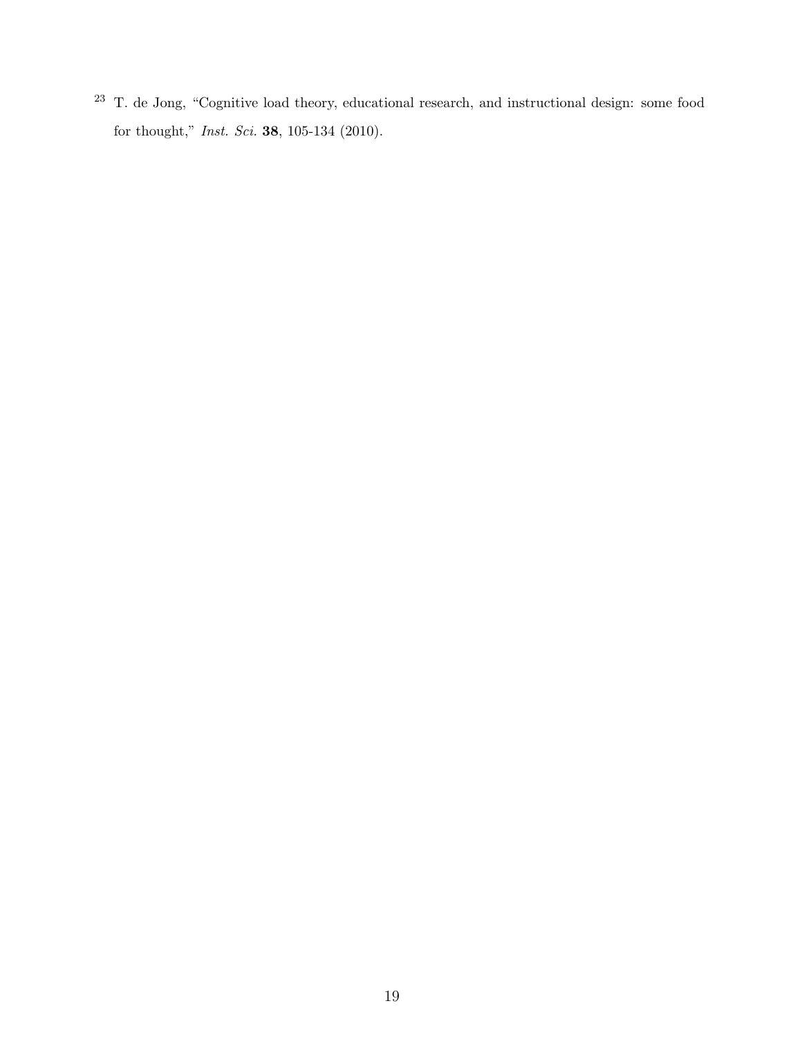[23] T. de Jong, "Cognitive load theory, educational research, and instructional design: some food for thought," *Inst. Sci.* **38**, 105-134 (2010).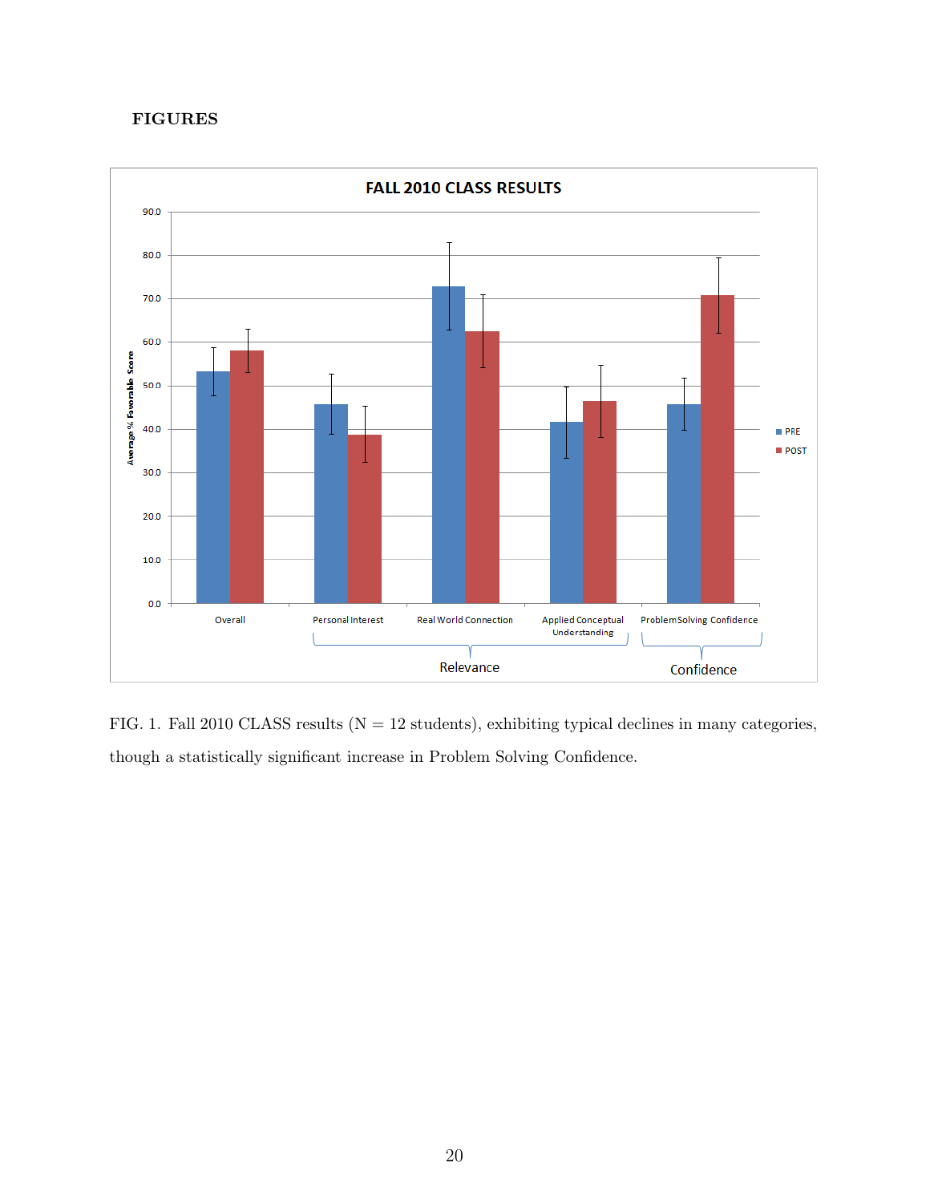**FIGURES**

FIG. 1. Fall 2010 CLASS results (N = 12 students), exhibiting typical declines in many categories, though a statistically significant increase in Problem Solving Confidence.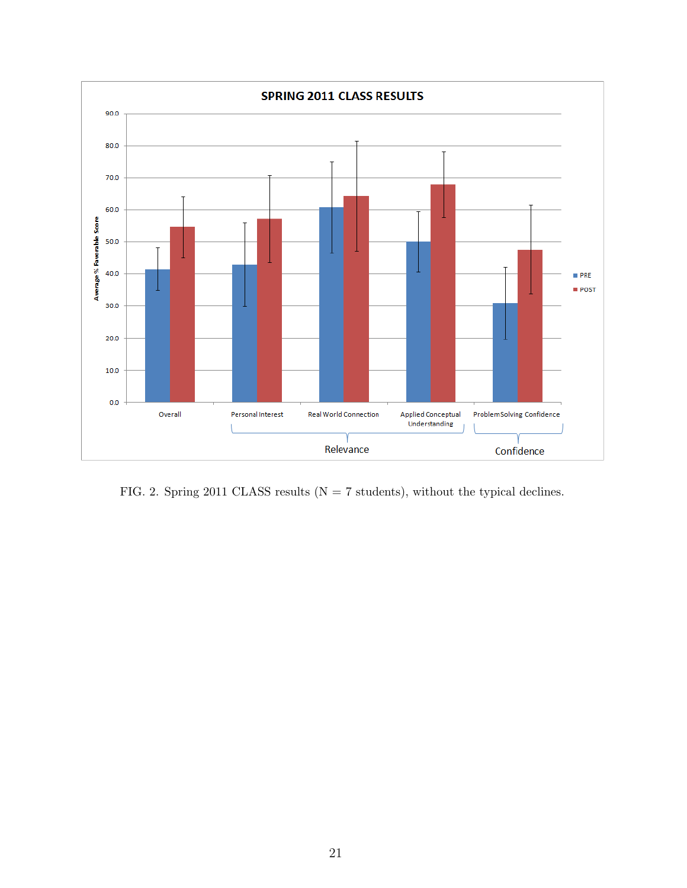SPRING 2011 CLASS RESULTS

Average % Favorable Score

90.0
80.0
70.0
60.0
50.0
40.0
30.0
20.0
10.0
0.0

PRE
POST

Overall
Personal Interest
Real World Connection
Applied Conceptual Understanding
ProblemSolving Confidence

Relevance
Confidence

FIG. 2. Spring 2011 CLASS results (N = 7 students), without the typical declines.